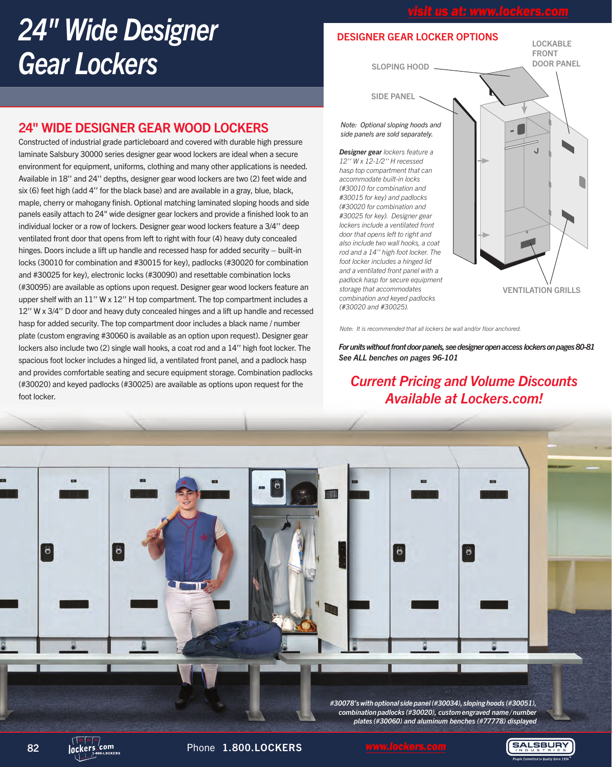# 24" Wide Designer Gear Lockers

visit us at: www.lockers.com

## 24" WIDE DESIGNER GEAR WOOD LOCKERS

Constructed of industrial grade particleboard and covered with durable high pressure laminate Salsbury 30000 series designer gear wood lockers are ideal when a secure environment for equipment, uniforms, clothing and many other applications is needed. Available in 18" and 24" depths, designer gear wood lockers are two (2) feet wide and six (6) feet high (add 4" for the black base) and are available in a gray, blue, black, maple, cherry or mahogany finish. Optional matching laminated sloping hoods and side panels easily attach to 24" wide designer gear lockers and provide a finished look to an individual locker or a row of lockers. Designer gear wood lockers feature a 3/4" deep ventilated front door that opens from left to right with four (4) heavy duty concealed hinges. Doors include a lift up handle and recessed hasp for added security – built-in locks (30010 for combination and #30015 for key), padlocks (#30020 for combination and #30025 for key), electronic locks (#30090) and resettable combination locks (#30095) are available as options upon request. Designer gear wood lockers feature an upper shelf with an 11" W x 12" H top compartment. The top compartment includes a 12" W x 3/4" D door and heavy duty concealed hinges and a lift up handle and recessed hasp for added security. The top compartment door includes a black name / number plate (custom engraving #30060 is available as an option upon request). Designer gear lockers also include two (2) single wall hooks, a coat rod and a 14" high foot locker. The spacious foot locker includes a hinged lid, a ventilated front panel, and a padlock hasp and provides comfortable seating and secure equipment storage. Combination padlocks (#30020) and keyed padlocks (#30025) are available as options upon request for the foot locker.

## DESIGNER GEAR LOCKER OPTIONS

SLOPING HOOD

SIDE PANEL

LOCKABLE FRONT DOOR PANEL

VENTILATION GRILLS

*Note: Optional sloping hoods and side panels are sold separately.*

***Designer gear** lockers feature a 12" W x 12-1/2" H recessed hasp top compartment that can accommodate built-in locks (#30010 for combination and #30015 for key) and padlocks (#30020 for combination and #30025 for key). Designer gear lockers include a ventilated front door that opens left to right and also include two wall hooks, a coat rod and a 14" high foot locker. The foot locker includes a hinged lid and a ventilated front panel with a padlock hasp for secure equipment storage that accommodates combination and keyed padlocks (#30020 and #30025).*

*Note: It is recommended that all lockers be wall and/or floor anchored.*

***For units without front door panels, see designer open access lockers on pages 80-81***
***See ALL benches on pages 96-101***

***Current Pricing and Volume Discounts Available at Lockers.com!***

*#30078's with optional side panel (#30034), sloping hoods (#30051), combination padlocks (#30020), custom engraved name/number plates (#30060) and aluminum benches (#77778) displayed*

Phone 1.800.LOCKERS www.lockers.com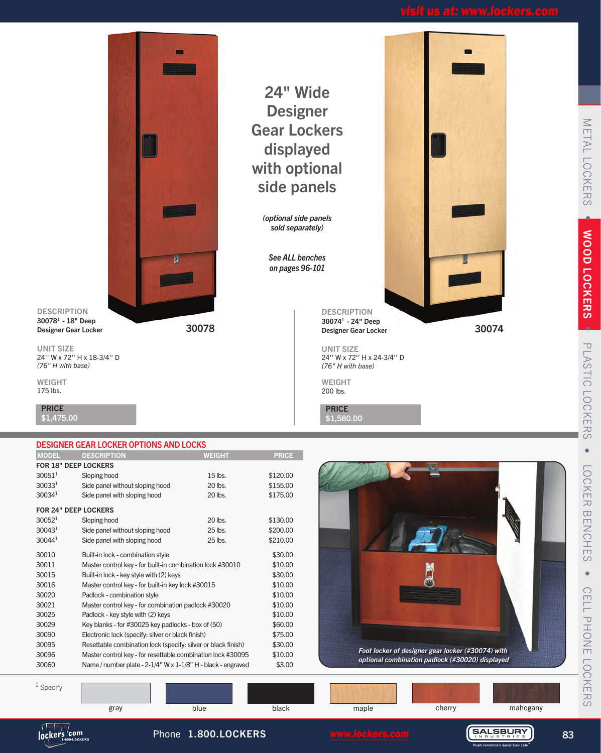# 24" Wide Designer Gear Lockers displayed with optional side panels

*(optional side panels sold separately)*

*See ALL benches on pages 96-101*

## 30078

**DESCRIPTION**
**30078[1] - 18" Deep Designer Gear Locker**

**UNIT SIZE**
24'' W x 72'' H x 18-3/4'' D
*(76" H with base)*

**WEIGHT**
175 lbs.

**PRICE**
**$1,475.00**

## 30074

**DESCRIPTION**
**30074[1] - 24" Deep Designer Gear Locker**

**UNIT SIZE**
24'' W x 72'' H x 24-3/4'' D
*(76" H with base)*

**WEIGHT**
200 lbs.

**PRICE**
**$1,580.00**

## DESIGNER GEAR LOCKER OPTIONS AND LOCKS

| MODEL | DESCRIPTION | WEIGHT | PRICE |
|---|---|---|---|
| **FOR 18" DEEP LOCKERS** | | | |
| 30051[1] | Sloping hood | 15 lbs. | $120.00 |
| 30033[1] | Side panel without sloping hood | 20 lbs. | $155.00 |
| 30034[1] | Side panel with sloping hood | 20 lbs. | $175.00 |
| **FOR 24" DEEP LOCKERS** | | | |
| 30052[1] | Sloping hood | 20 lbs. | $130.00 |
| 30043[1] | Side panel without sloping hood | 25 lbs. | $200.00 |
| 30044[1] | Side panel with sloping hood | 25 lbs. | $210.00 |
| 30010 | Built-in lock - combination style | | $30.00 |
| 30011 | Master control key - for built-in combination lock #30010 | | $10.00 |
| 30015 | Built-in lock - key style with (2) keys | | $30.00 |
| 30016 | Master control key - for built-in key lock #30015 | | $10.00 |
| 30020 | Padlock - combination style | | $10.00 |
| 30021 | Master control key - for combination padlock #30020 | | $10.00 |
| 30025 | Padlock - key style with (2) keys | | $10.00 |
| 30029 | Key blanks - for #30025 key padlocks - box of (50) | | $60.00 |
| 30090 | Electronic lock (specify: silver or black finish) | | $75.00 |
| 30095 | Resettable combination lock (specify: silver or black finish) | | $30.00 |
| 30096 | Master control key - for resettable combination lock #30095 | | $10.00 |
| 30060 | Name / number plate - 2-1/4" W x 1-1/8" H - black - engraved | | $3.00 |

*Foot locker of designer gear locker (#30074) with optional combination padlock (#30020) displayed*

[1] Specify

gray | blue | black | maple | cherry | mahogany